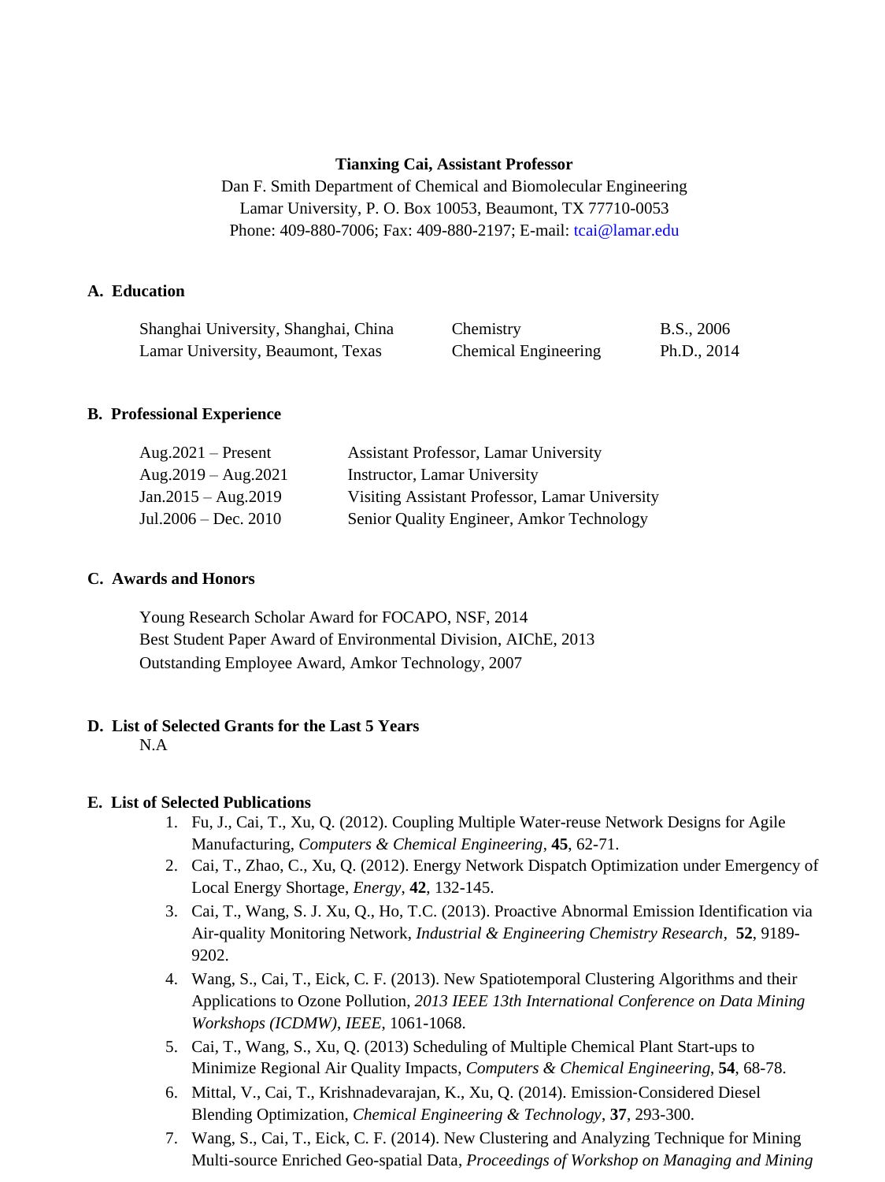**Tianxing Cai, Assistant Professor**

Dan F. Smith Department of Chemical and Biomolecular Engineering
Lamar University, P. O. Box 10053, Beaumont, TX 77710-0053
Phone: 409-880-7006; Fax: 409-880-2197; E-mail: tcai@lamar.edu

## A. Education

| | | |
|---|---|---|
| Shanghai University, Shanghai, China | Chemistry | B.S., 2006 |
| Lamar University, Beaumont, Texas | Chemical Engineering | Ph.D., 2014 |

## B. Professional Experience

| | |
|---|---|
| Aug.2021 – Present | Assistant Professor, Lamar University |
| Aug.2019 – Aug.2021 | Instructor, Lamar University |
| Jan.2015 – Aug.2019 | Visiting Assistant Professor, Lamar University |
| Jul.2006 – Dec. 2010 | Senior Quality Engineer, Amkor Technology |

## C. Awards and Honors

Young Research Scholar Award for FOCAPO, NSF, 2014
Best Student Paper Award of Environmental Division, AIChE, 2013
Outstanding Employee Award, Amkor Technology, 2007

## D. List of Selected Grants for the Last 5 Years

N.A

## E. List of Selected Publications

1. Fu, J., Cai, T., Xu, Q. (2012). Coupling Multiple Water-reuse Network Designs for Agile Manufacturing, *Computers & Chemical Engineering*, **45**, 62-71.
2. Cai, T., Zhao, C., Xu, Q. (2012). Energy Network Dispatch Optimization under Emergency of Local Energy Shortage, *Energy*, **42**, 132-145.
3. Cai, T., Wang, S. J. Xu, Q., Ho, T.C. (2013). Proactive Abnormal Emission Identification via Air-quality Monitoring Network, *Industrial & Engineering Chemistry Research*, **52**, 9189-9202.
4. Wang, S., Cai, T., Eick, C. F. (2013). New Spatiotemporal Clustering Algorithms and their Applications to Ozone Pollution, *2013 IEEE 13th International Conference on Data Mining Workshops (ICDMW)*, *IEEE*, 1061-1068.
5. Cai, T., Wang, S., Xu, Q. (2013) Scheduling of Multiple Chemical Plant Start-ups to Minimize Regional Air Quality Impacts, *Computers & Chemical Engineering*, **54**, 68-78.
6. Mittal, V., Cai, T., Krishnadevarajan, K., Xu, Q. (2014). Emission-Considered Diesel Blending Optimization, *Chemical Engineering & Technology*, **37**, 293-300.
7. Wang, S., Cai, T., Eick, C. F. (2014). New Clustering and Analyzing Technique for Mining Multi-source Enriched Geo-spatial Data, *Proceedings of Workshop on Managing and Mining*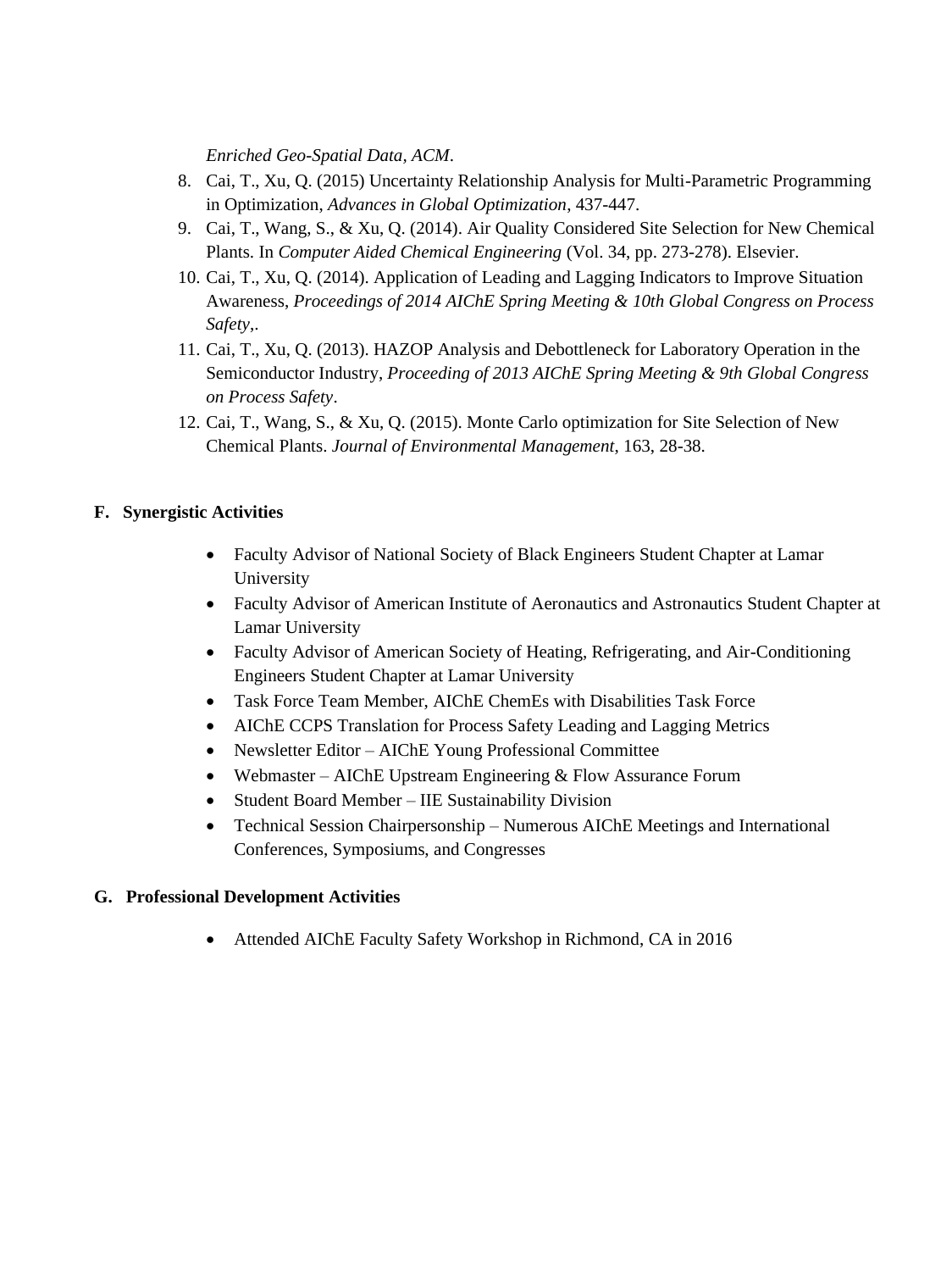*Enriched Geo-Spatial Data, ACM*.

8. Cai, T., Xu, Q. (2015) Uncertainty Relationship Analysis for Multi-Parametric Programming in Optimization, *Advances in Global Optimization*, 437-447.
9. Cai, T., Wang, S., & Xu, Q. (2014). Air Quality Considered Site Selection for New Chemical Plants. In *Computer Aided Chemical Engineering* (Vol. 34, pp. 273-278). Elsevier.
10. Cai, T., Xu, Q. (2014). Application of Leading and Lagging Indicators to Improve Situation Awareness, *Proceedings of 2014 AIChE Spring Meeting & 10th Global Congress on Process Safety*,.
11. Cai, T., Xu, Q. (2013). HAZOP Analysis and Debottleneck for Laboratory Operation in the Semiconductor Industry, *Proceeding of 2013 AIChE Spring Meeting & 9th Global Congress on Process Safety*.
12. Cai, T., Wang, S., & Xu, Q. (2015). Monte Carlo optimization for Site Selection of New Chemical Plants. *Journal of Environmental Management*, 163, 28-38.

## F. Synergistic Activities

- Faculty Advisor of National Society of Black Engineers Student Chapter at Lamar University
- Faculty Advisor of American Institute of Aeronautics and Astronautics Student Chapter at Lamar University
- Faculty Advisor of American Society of Heating, Refrigerating, and Air-Conditioning Engineers Student Chapter at Lamar University
- Task Force Team Member, AIChE ChemEs with Disabilities Task Force
- AIChE CCPS Translation for Process Safety Leading and Lagging Metrics
- Newsletter Editor – AIChE Young Professional Committee
- Webmaster – AIChE Upstream Engineering & Flow Assurance Forum
- Student Board Member – IIE Sustainability Division
- Technical Session Chairpersonship – Numerous AIChE Meetings and International Conferences, Symposiums, and Congresses

## G. Professional Development Activities

- Attended AIChE Faculty Safety Workshop in Richmond, CA in 2016